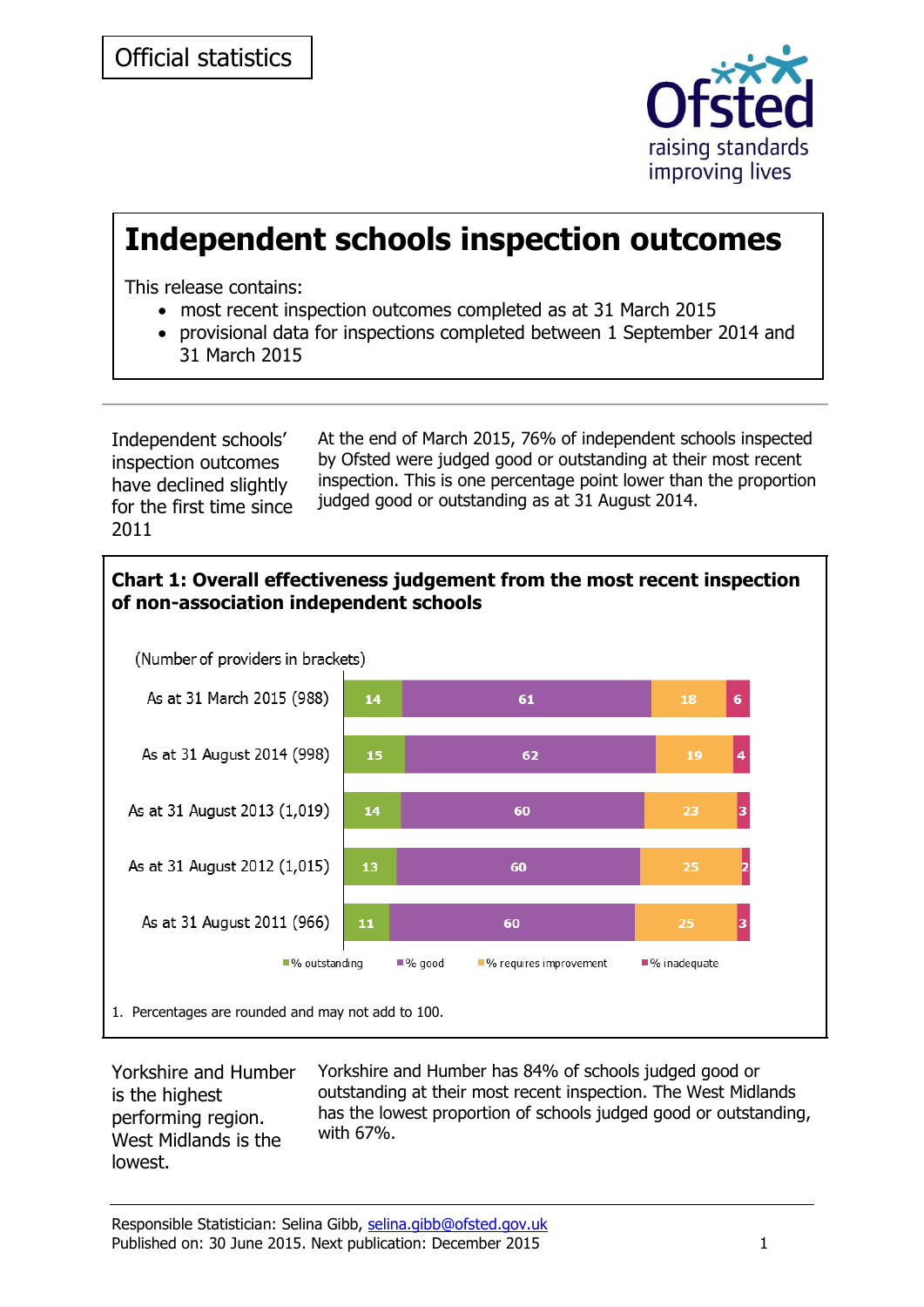Official statistics

# Independent schools inspection outcomes

This release contains:

- most recent inspection outcomes completed as at 31 March 2015
- provisional data for inspections completed between 1 September 2014 and 31 March 2015

Independent schools' inspection outcomes have declined slightly for the first time since 2011

At the end of March 2015, 76% of independent schools inspected by Ofsted were judged good or outstanding at their most recent inspection. This is one percentage point lower than the proportion judged good or outstanding as at 31 August 2014.

**Chart 1: Overall effectiveness judgement from the most recent inspection of non-association independent schools**

(Number of providers in brackets)

| | % outstanding | % good | % requires improvement | % inadequate |
|---|---|---|---|---|
| As at 31 March 2015 (988) | 14 | 61 | 18 | 6 |
| As at 31 August 2014 (998) | 15 | 62 | 19 | 4 |
| As at 31 August 2013 (1,019) | 14 | 60 | 23 | 3 |
| As at 31 August 2012 (1,015) | 13 | 60 | 25 | 2 |
| As at 31 August 2011 (966) | 11 | 60 | 25 | 3 |

1. Percentages are rounded and may not add to 100.

Yorkshire and Humber is the highest performing region. West Midlands is the lowest.

Yorkshire and Humber has 84% of schools judged good or outstanding at their most recent inspection. The West Midlands has the lowest proportion of schools judged good or outstanding, with 67%.

Responsible Statistician: Selina Gibb, selina.gibb@ofsted.gov.uk
Published on: 30 June 2015. Next publication: December 2015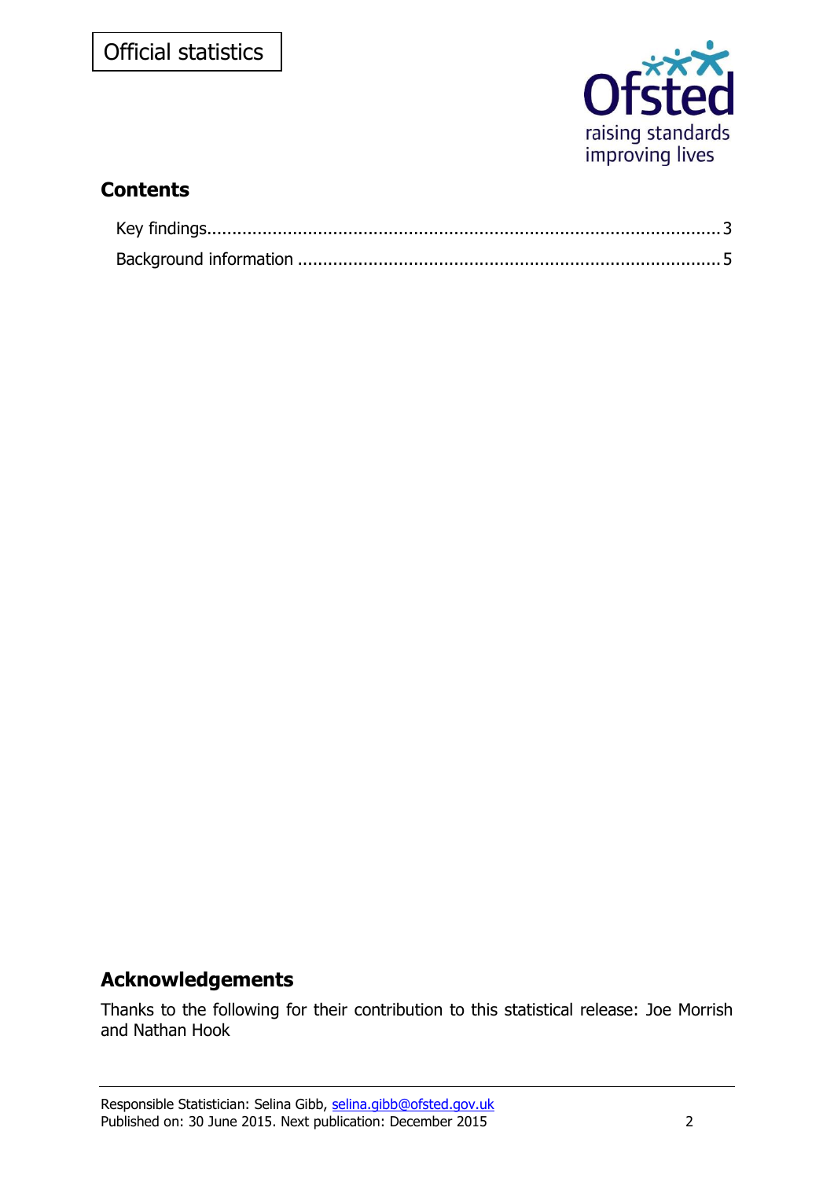Official statistics

## Contents

Key findings.....3
Background information.....5

## Acknowledgements

Thanks to the following for their contribution to this statistical release: Joe Morrish and Nathan Hook

Responsible Statistician: Selina Gibb, selina.gibb@ofsted.gov.uk
Published on: 30 June 2015. Next publication: December 2015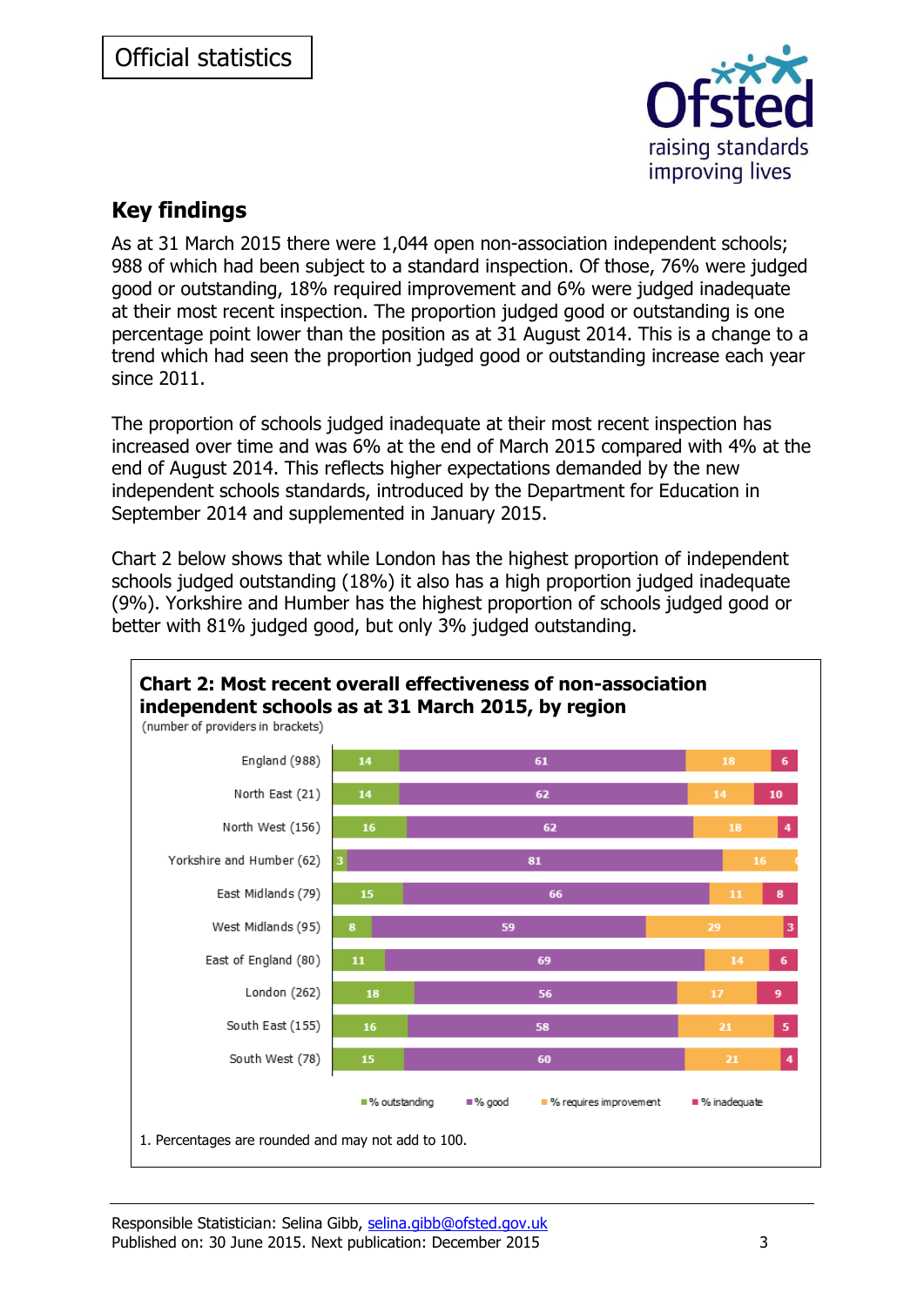Official statistics

## Key findings

As at 31 March 2015 there were 1,044 open non-association independent schools; 988 of which had been subject to a standard inspection. Of those, 76% were judged good or outstanding, 18% required improvement and 6% were judged inadequate at their most recent inspection. The proportion judged good or outstanding is one percentage point lower than the position as at 31 August 2014. This is a change to a trend which had seen the proportion judged good or outstanding increase each year since 2011.

The proportion of schools judged inadequate at their most recent inspection has increased over time and was 6% at the end of March 2015 compared with 4% at the end of August 2014. This reflects higher expectations demanded by the new independent schools standards, introduced by the Department for Education in September 2014 and supplemented in January 2015.

Chart 2 below shows that while London has the highest proportion of independent schools judged outstanding (18%) it also has a high proportion judged inadequate (9%). Yorkshire and Humber has the highest proportion of schools judged good or better with 81% judged good, but only 3% judged outstanding.

**Chart 2: Most recent overall effectiveness of non-association independent schools as at 31 March 2015, by region**

(number of providers in brackets)

England (988): 14, 61, 18, 6
North East (21): 14, 62, 14, 10
North West (156): 16, 62, 18, 4
Yorkshire and Humber (62): 3, 81, 16
East Midlands (79): 15, 66, 11, 8
West Midlands (95): 8, 59, 29, 3
East of England (80): 11, 69, 14, 6
London (262): 18, 56, 17, 9
South East (155): 16, 58, 21, 5
South West (78): 15, 60, 21, 4

% outstanding | % good | % requires improvement | % inadequate

1. Percentages are rounded and may not add to 100.

Responsible Statistician: Selina Gibb, selina.gibb@ofsted.gov.uk
Published on: 30 June 2015. Next publication: December 2015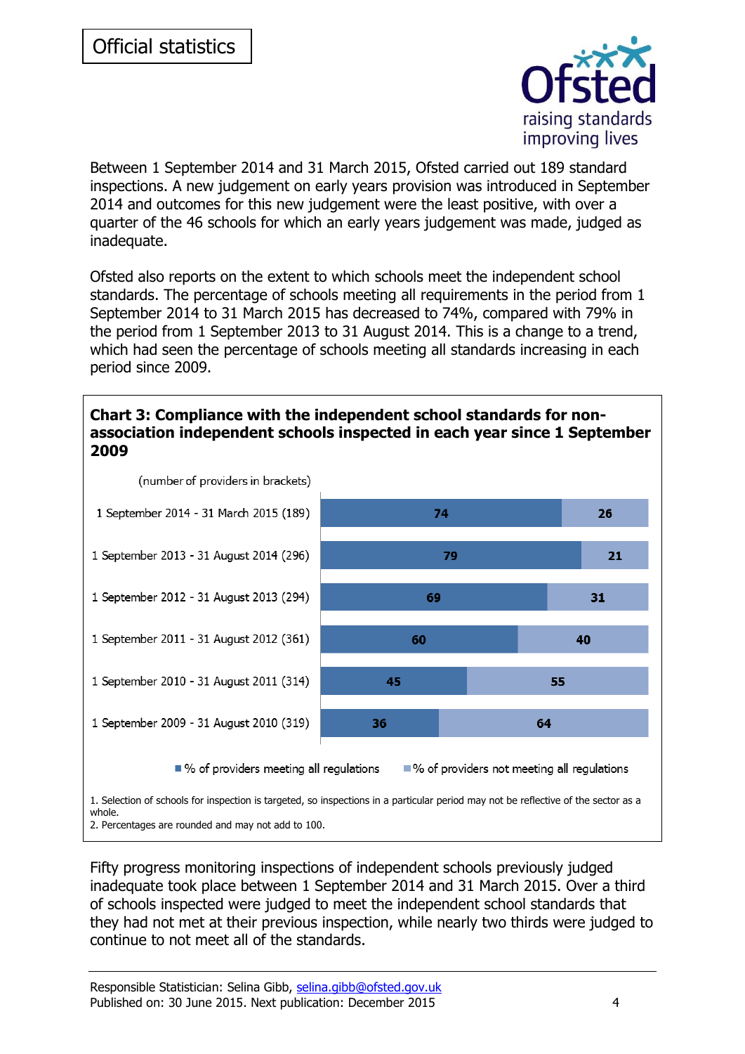Official statistics

Between 1 September 2014 and 31 March 2015, Ofsted carried out 189 standard inspections. A new judgement on early years provision was introduced in September 2014 and outcomes for this new judgement were the least positive, with over a quarter of the 46 schools for which an early years judgement was made, judged as inadequate.

Ofsted also reports on the extent to which schools meet the independent school standards. The percentage of schools meeting all requirements in the period from 1 September 2014 to 31 March 2015 has decreased to 74%, compared with 79% in the period from 1 September 2013 to 31 August 2014. This is a change to a trend, which had seen the percentage of schools meeting all standards increasing in each period since 2009.

**Chart 3: Compliance with the independent school standards for non-association independent schools inspected in each year since 1 September 2009**

(number of providers in brackets)

1 September 2014 - 31 March 2015 (189) 74 26

1 September 2013 - 31 August 2014 (296) 79 21

1 September 2012 - 31 August 2013 (294) 69 31

1 September 2011 - 31 August 2012 (361) 60 40

1 September 2010 - 31 August 2011 (314) 45 55

1 September 2009 - 31 August 2010 (319) 36 64

% of providers meeting all regulations

% of providers not meeting all regulations

1. Selection of schools for inspection is targeted, so inspections in a particular period may not be reflective of the sector as a whole.
2. Percentages are rounded and may not add to 100.

Fifty progress monitoring inspections of independent schools previously judged inadequate took place between 1 September 2014 and 31 March 2015. Over a third of schools inspected were judged to meet the independent school standards that they had not met at their previous inspection, while nearly two thirds were judged to continue to not meet all of the standards.

Responsible Statistician: Selina Gibb, selina.gibb@ofsted.gov.uk
Published on: 30 June 2015. Next publication: December 2015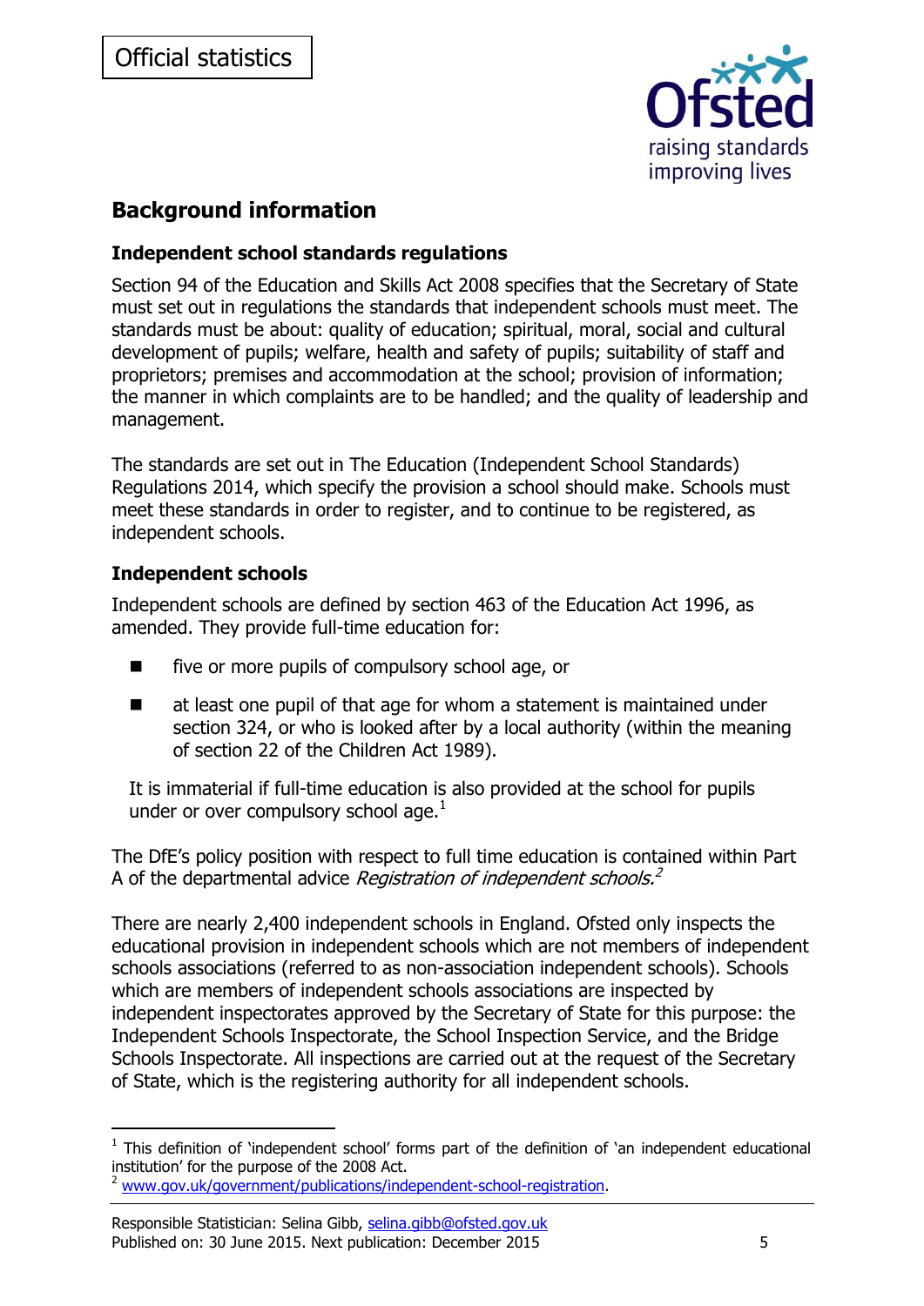Official statistics

## Background information

### Independent school standards regulations

Section 94 of the Education and Skills Act 2008 specifies that the Secretary of State must set out in regulations the standards that independent schools must meet. The standards must be about: quality of education; spiritual, moral, social and cultural development of pupils; welfare, health and safety of pupils; suitability of staff and proprietors; premises and accommodation at the school; provision of information; the manner in which complaints are to be handled; and the quality of leadership and management.

The standards are set out in The Education (Independent School Standards) Regulations 2014, which specify the provision a school should make. Schools must meet these standards in order to register, and to continue to be registered, as independent schools.

### Independent schools

Independent schools are defined by section 463 of the Education Act 1996, as amended. They provide full-time education for:

- five or more pupils of compulsory school age, or
- at least one pupil of that age for whom a statement is maintained under section 324, or who is looked after by a local authority (within the meaning of section 22 of the Children Act 1989).

It is immaterial if full-time education is also provided at the school for pupils under or over compulsory school age.[1]

The DfE's policy position with respect to full time education is contained within Part A of the departmental advice *Registration of independent schools.*[2]

There are nearly 2,400 independent schools in England. Ofsted only inspects the educational provision in independent schools which are not members of independent schools associations (referred to as non-association independent schools). Schools which are members of independent schools associations are inspected by independent inspectorates approved by the Secretary of State for this purpose: the Independent Schools Inspectorate, the School Inspection Service, and the Bridge Schools Inspectorate. All inspections are carried out at the request of the Secretary of State, which is the registering authority for all independent schools.

---

[1] This definition of 'independent school' forms part of the definition of 'an independent educational institution' for the purpose of the 2008 Act.

[2] www.gov.uk/government/publications/independent-school-registration.

Responsible Statistician: Selina Gibb, selina.gibb@ofsted.gov.uk
Published on: 30 June 2015. Next publication: December 2015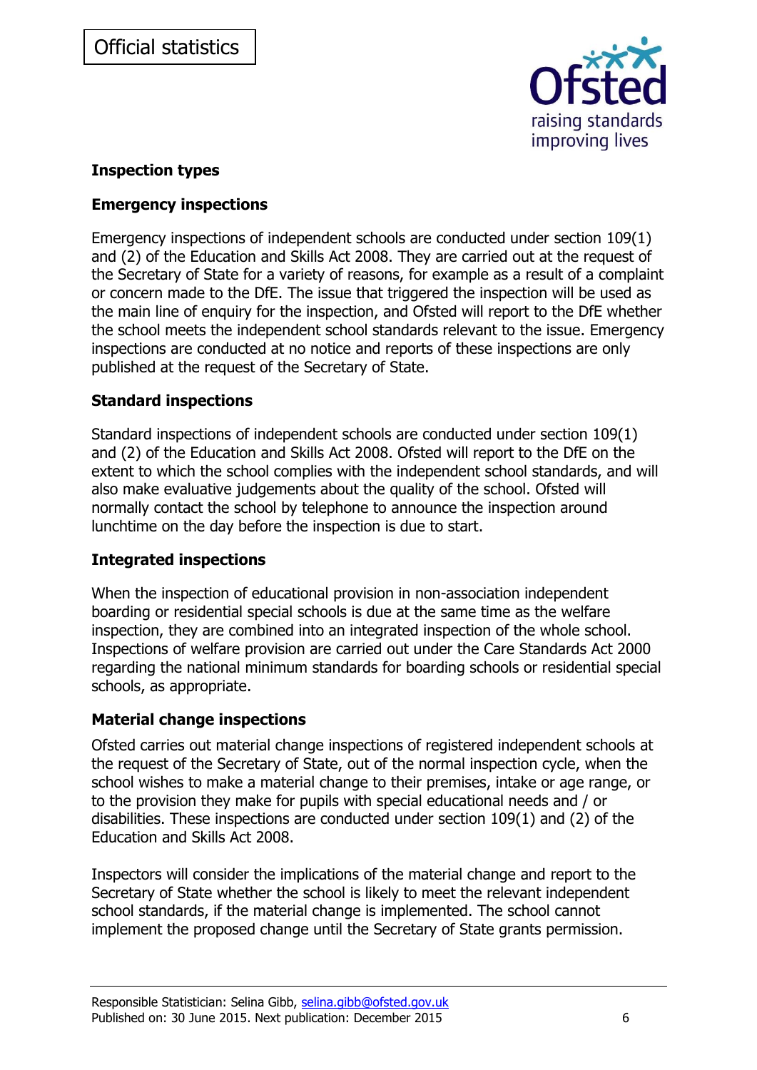## Inspection types

### Emergency inspections

Emergency inspections of independent schools are conducted under section 109(1) and (2) of the Education and Skills Act 2008. They are carried out at the request of the Secretary of State for a variety of reasons, for example as a result of a complaint or concern made to the DfE. The issue that triggered the inspection will be used as the main line of enquiry for the inspection, and Ofsted will report to the DfE whether the school meets the independent school standards relevant to the issue. Emergency inspections are conducted at no notice and reports of these inspections are only published at the request of the Secretary of State.

### Standard inspections

Standard inspections of independent schools are conducted under section 109(1) and (2) of the Education and Skills Act 2008. Ofsted will report to the DfE on the extent to which the school complies with the independent school standards, and will also make evaluative judgements about the quality of the school. Ofsted will normally contact the school by telephone to announce the inspection around lunchtime on the day before the inspection is due to start.

### Integrated inspections

When the inspection of educational provision in non-association independent boarding or residential special schools is due at the same time as the welfare inspection, they are combined into an integrated inspection of the whole school. Inspections of welfare provision are carried out under the Care Standards Act 2000 regarding the national minimum standards for boarding schools or residential special schools, as appropriate.

### Material change inspections

Ofsted carries out material change inspections of registered independent schools at the request of the Secretary of State, out of the normal inspection cycle, when the school wishes to make a material change to their premises, intake or age range, or to the provision they make for pupils with special educational needs and / or disabilities. These inspections are conducted under section 109(1) and (2) of the Education and Skills Act 2008.

Inspectors will consider the implications of the material change and report to the Secretary of State whether the school is likely to meet the relevant independent school standards, if the material change is implemented. The school cannot implement the proposed change until the Secretary of State grants permission.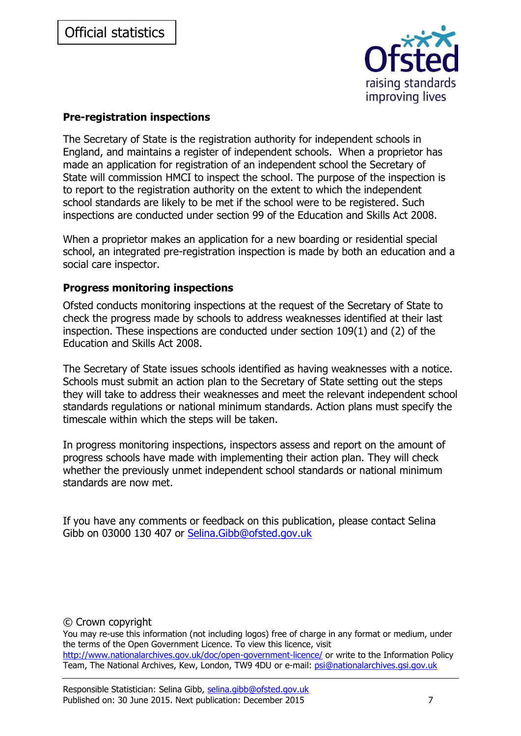Official statistics

## Pre-registration inspections

The Secretary of State is the registration authority for independent schools in England, and maintains a register of independent schools. When a proprietor has made an application for registration of an independent school the Secretary of State will commission HMCI to inspect the school. The purpose of the inspection is to report to the registration authority on the extent to which the independent school standards are likely to be met if the school were to be registered. Such inspections are conducted under section 99 of the Education and Skills Act 2008.

When a proprietor makes an application for a new boarding or residential special school, an integrated pre-registration inspection is made by both an education and a social care inspector.

## Progress monitoring inspections

Ofsted conducts monitoring inspections at the request of the Secretary of State to check the progress made by schools to address weaknesses identified at their last inspection. These inspections are conducted under section 109(1) and (2) of the Education and Skills Act 2008.

The Secretary of State issues schools identified as having weaknesses with a notice. Schools must submit an action plan to the Secretary of State setting out the steps they will take to address their weaknesses and meet the relevant independent school standards regulations or national minimum standards. Action plans must specify the timescale within which the steps will be taken.

In progress monitoring inspections, inspectors assess and report on the amount of progress schools have made with implementing their action plan. They will check whether the previously unmet independent school standards or national minimum standards are now met.

If you have any comments or feedback on this publication, please contact Selina Gibb on 03000 130 407 or Selina.Gibb@ofsted.gov.uk

© Crown copyright

You may re-use this information (not including logos) free of charge in any format or medium, under the terms of the Open Government Licence. To view this licence, visit http://www.nationalarchives.gov.uk/doc/open-government-licence/ or write to the Information Policy Team, The National Archives, Kew, London, TW9 4DU or e-mail: psi@nationalarchives.gsi.gov.uk

Responsible Statistician: Selina Gibb, selina.gibb@ofsted.gov.uk
Published on: 30 June 2015. Next publication: December 2015